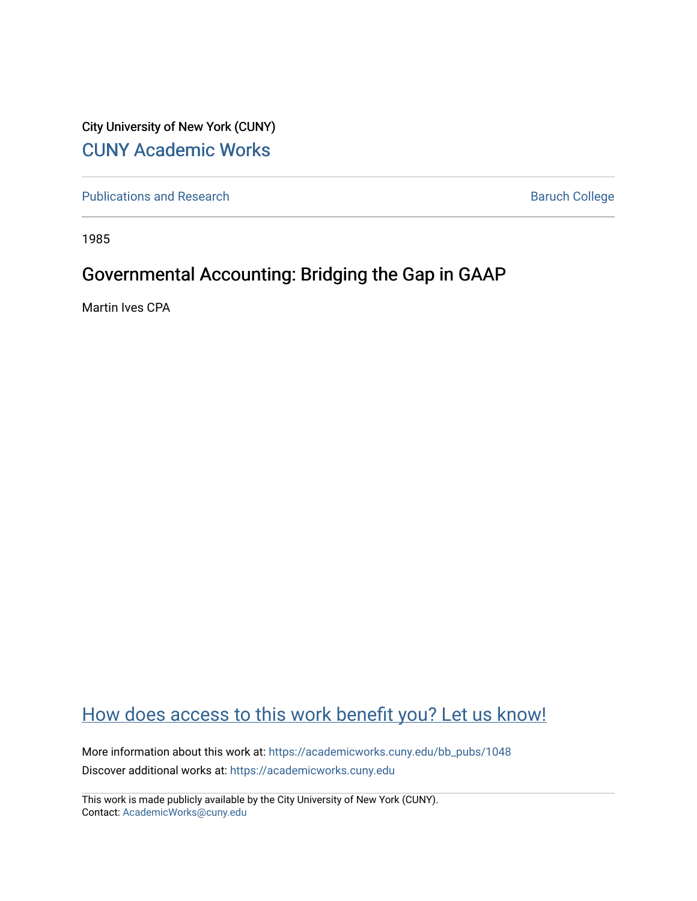City University of New York (CUNY)

CUNY Academic Works

Publications and Research

Baruch College

1985

# Governmental Accounting: Bridging the Gap in GAAP

Martin Ives CPA

How does access to this work benefit you? Let us know!

More information about this work at: https://academicworks.cuny.edu/bb_pubs/1048

Discover additional works at: https://academicworks.cuny.edu

This work is made publicly available by the City University of New York (CUNY).
Contact: AcademicWorks@cuny.edu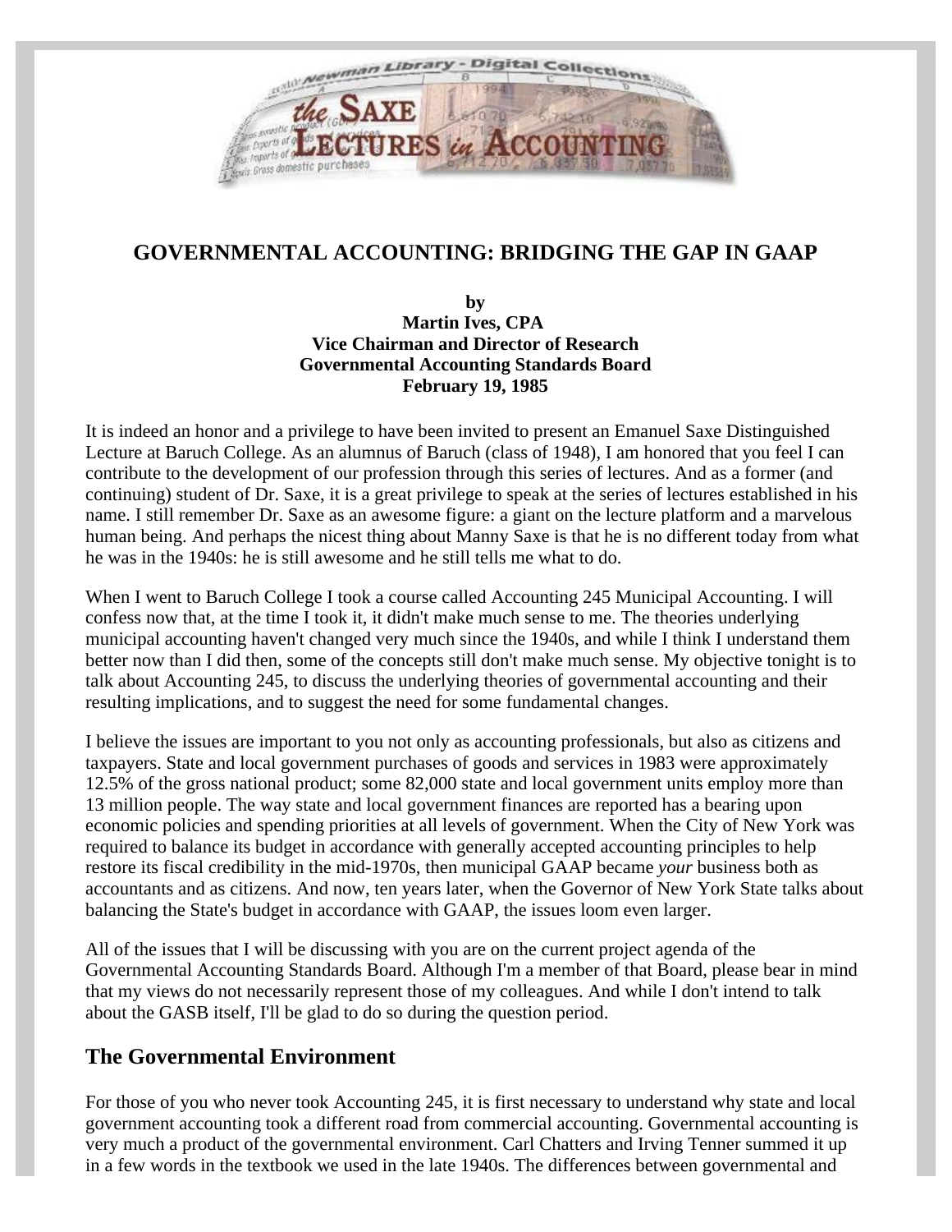# GOVERNMENTAL ACCOUNTING: BRIDGING THE GAP IN GAAP

**by**
**Martin Ives, CPA**
**Vice Chairman and Director of Research**
**Governmental Accounting Standards Board**
**February 19, 1985**

It is indeed an honor and a privilege to have been invited to present an Emanuel Saxe Distinguished Lecture at Baruch College. As an alumnus of Baruch (class of 1948), I am honored that you feel I can contribute to the development of our profession through this series of lectures. And as a former (and continuing) student of Dr. Saxe, it is a great privilege to speak at the series of lectures established in his name. I still remember Dr. Saxe as an awesome figure: a giant on the lecture platform and a marvelous human being. And perhaps the nicest thing about Manny Saxe is that he is no different today from what he was in the 1940s: he is still awesome and he still tells me what to do.

When I went to Baruch College I took a course called Accounting 245 Municipal Accounting. I will confess now that, at the time I took it, it didn't make much sense to me. The theories underlying municipal accounting haven't changed very much since the 1940s, and while I think I understand them better now than I did then, some of the concepts still don't make much sense. My objective tonight is to talk about Accounting 245, to discuss the underlying theories of governmental accounting and their resulting implications, and to suggest the need for some fundamental changes.

I believe the issues are important to you not only as accounting professionals, but also as citizens and taxpayers. State and local government purchases of goods and services in 1983 were approximately 12.5% of the gross national product; some 82,000 state and local government units employ more than 13 million people. The way state and local government finances are reported has a bearing upon economic policies and spending priorities at all levels of government. When the City of New York was required to balance its budget in accordance with generally accepted accounting principles to help restore its fiscal credibility in the mid-1970s, then municipal GAAP became *your* business both as accountants and as citizens. And now, ten years later, when the Governor of New York State talks about balancing the State's budget in accordance with GAAP, the issues loom even larger.

All of the issues that I will be discussing with you are on the current project agenda of the Governmental Accounting Standards Board. Although I'm a member of that Board, please bear in mind that my views do not necessarily represent those of my colleagues. And while I don't intend to talk about the GASB itself, I'll be glad to do so during the question period.

## The Governmental Environment

For those of you who never took Accounting 245, it is first necessary to understand why state and local government accounting took a different road from commercial accounting. Governmental accounting is very much a product of the governmental environment. Carl Chatters and Irving Tenner summed it up in a few words in the textbook we used in the late 1940s. The differences between governmental and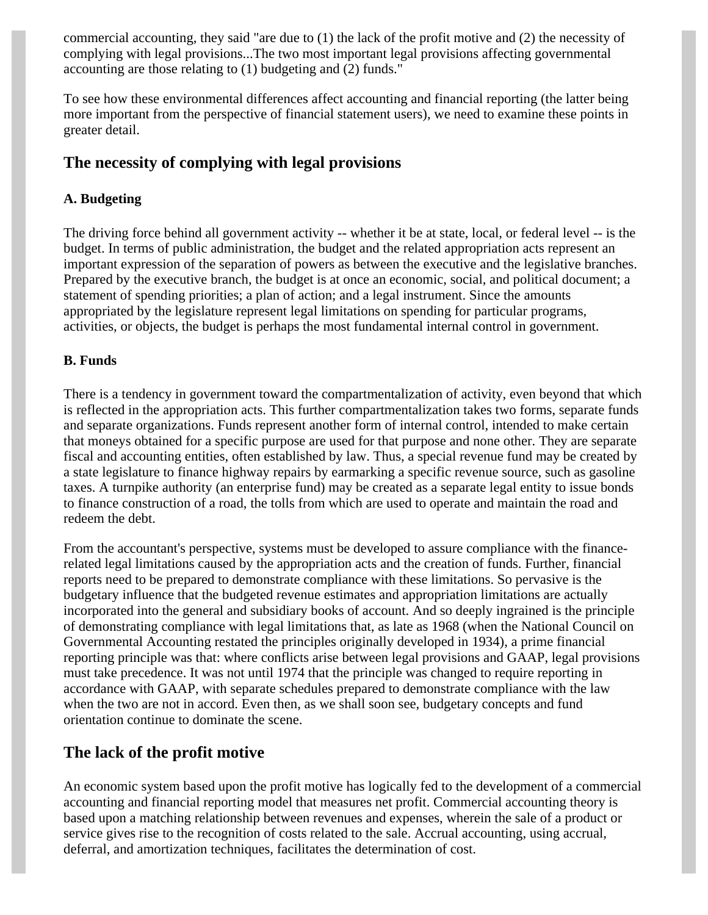commercial accounting, they said "are due to (1) the lack of the profit motive and (2) the necessity of complying with legal provisions...The two most important legal provisions affecting governmental accounting are those relating to (1) budgeting and (2) funds."

To see how these environmental differences affect accounting and financial reporting (the latter being more important from the perspective of financial statement users), we need to examine these points in greater detail.

## The necessity of complying with legal provisions

### A. Budgeting

The driving force behind all government activity -- whether it be at state, local, or federal level -- is the budget. In terms of public administration, the budget and the related appropriation acts represent an important expression of the separation of powers as between the executive and the legislative branches. Prepared by the executive branch, the budget is at once an economic, social, and political document; a statement of spending priorities; a plan of action; and a legal instrument. Since the amounts appropriated by the legislature represent legal limitations on spending for particular programs, activities, or objects, the budget is perhaps the most fundamental internal control in government.

### B. Funds

There is a tendency in government toward the compartmentalization of activity, even beyond that which is reflected in the appropriation acts. This further compartmentalization takes two forms, separate funds and separate organizations. Funds represent another form of internal control, intended to make certain that moneys obtained for a specific purpose are used for that purpose and none other. They are separate fiscal and accounting entities, often established by law. Thus, a special revenue fund may be created by a state legislature to finance highway repairs by earmarking a specific revenue source, such as gasoline taxes. A turnpike authority (an enterprise fund) may be created as a separate legal entity to issue bonds to finance construction of a road, the tolls from which are used to operate and maintain the road and redeem the debt.

From the accountant's perspective, systems must be developed to assure compliance with the finance-related legal limitations caused by the appropriation acts and the creation of funds. Further, financial reports need to be prepared to demonstrate compliance with these limitations. So pervasive is the budgetary influence that the budgeted revenue estimates and appropriation limitations are actually incorporated into the general and subsidiary books of account. And so deeply ingrained is the principle of demonstrating compliance with legal limitations that, as late as 1968 (when the National Council on Governmental Accounting restated the principles originally developed in 1934), a prime financial reporting principle was that: where conflicts arise between legal provisions and GAAP, legal provisions must take precedence. It was not until 1974 that the principle was changed to require reporting in accordance with GAAP, with separate schedules prepared to demonstrate compliance with the law when the two are not in accord. Even then, as we shall soon see, budgetary concepts and fund orientation continue to dominate the scene.

## The lack of the profit motive

An economic system based upon the profit motive has logically fed to the development of a commercial accounting and financial reporting model that measures net profit. Commercial accounting theory is based upon a matching relationship between revenues and expenses, wherein the sale of a product or service gives rise to the recognition of costs related to the sale. Accrual accounting, using accrual, deferral, and amortization techniques, facilitates the determination of cost.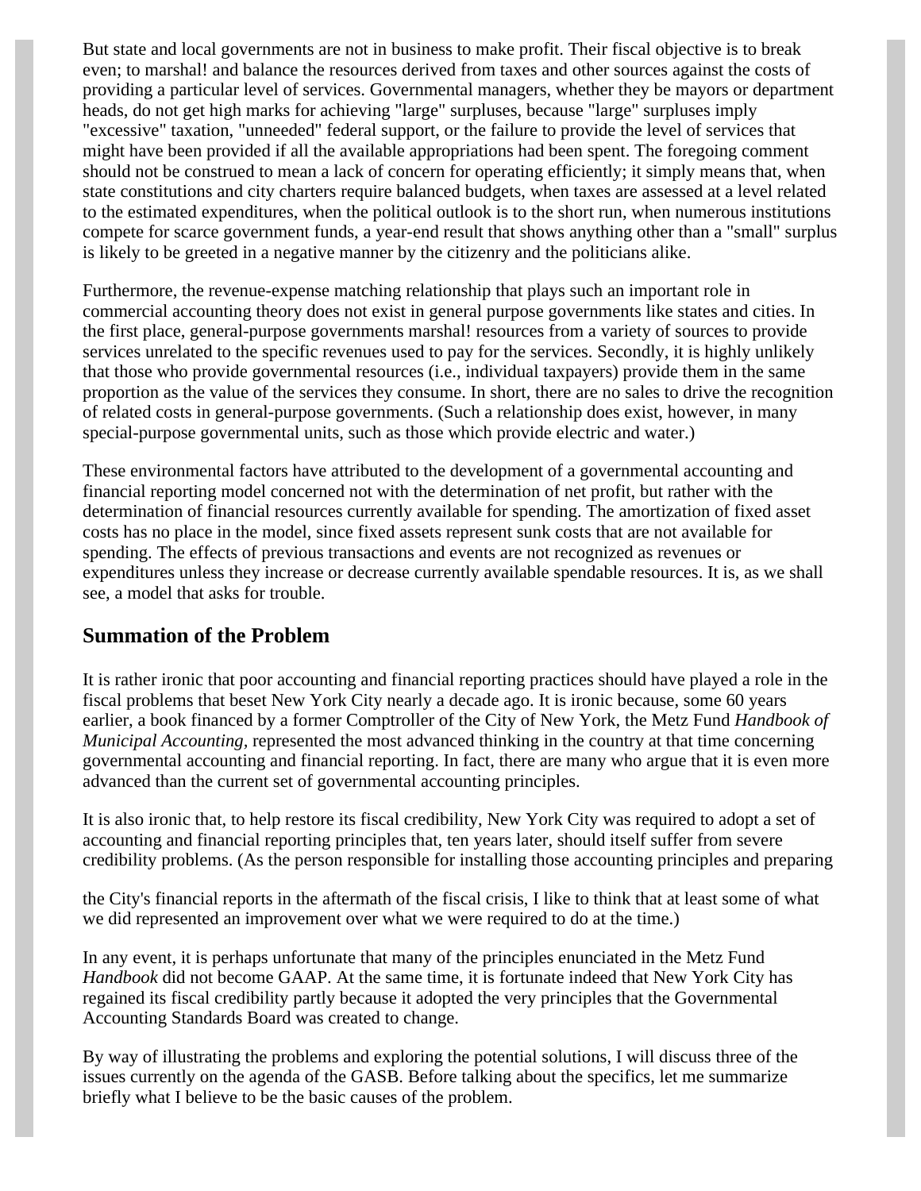But state and local governments are not in business to make profit. Their fiscal objective is to break even; to marshal! and balance the resources derived from taxes and other sources against the costs of providing a particular level of services. Governmental managers, whether they be mayors or department heads, do not get high marks for achieving "large" surpluses, because "large" surpluses imply "excessive" taxation, "unneeded" federal support, or the failure to provide the level of services that might have been provided if all the available appropriations had been spent. The foregoing comment should not be construed to mean a lack of concern for operating efficiently; it simply means that, when state constitutions and city charters require balanced budgets, when taxes are assessed at a level related to the estimated expenditures, when the political outlook is to the short run, when numerous institutions compete for scarce government funds, a year-end result that shows anything other than a "small" surplus is likely to be greeted in a negative manner by the citizenry and the politicians alike.

Furthermore, the revenue-expense matching relationship that plays such an important role in commercial accounting theory does not exist in general purpose governments like states and cities. In the first place, general-purpose governments marshal! resources from a variety of sources to provide services unrelated to the specific revenues used to pay for the services. Secondly, it is highly unlikely that those who provide governmental resources (i.e., individual taxpayers) provide them in the same proportion as the value of the services they consume. In short, there are no sales to drive the recognition of related costs in general-purpose governments. (Such a relationship does exist, however, in many special-purpose governmental units, such as those which provide electric and water.)

These environmental factors have attributed to the development of a governmental accounting and financial reporting model concerned not with the determination of net profit, but rather with the determination of financial resources currently available for spending. The amortization of fixed asset costs has no place in the model, since fixed assets represent sunk costs that are not available for spending. The effects of previous transactions and events are not recognized as revenues or expenditures unless they increase or decrease currently available spendable resources. It is, as we shall see, a model that asks for trouble.

## Summation of the Problem

It is rather ironic that poor accounting and financial reporting practices should have played a role in the fiscal problems that beset New York City nearly a decade ago. It is ironic because, some 60 years earlier, a book financed by a former Comptroller of the City of New York, the Metz Fund *Handbook of Municipal Accounting*, represented the most advanced thinking in the country at that time concerning governmental accounting and financial reporting. In fact, there are many who argue that it is even more advanced than the current set of governmental accounting principles.

It is also ironic that, to help restore its fiscal credibility, New York City was required to adopt a set of accounting and financial reporting principles that, ten years later, should itself suffer from severe credibility problems. (As the person responsible for installing those accounting principles and preparing the City's financial reports in the aftermath of the fiscal crisis, I like to think that at least some of what we did represented an improvement over what we were required to do at the time.)

In any event, it is perhaps unfortunate that many of the principles enunciated in the Metz Fund *Handbook* did not become GAAP. At the same time, it is fortunate indeed that New York City has regained its fiscal credibility partly because it adopted the very principles that the Governmental Accounting Standards Board was created to change.

By way of illustrating the problems and exploring the potential solutions, I will discuss three of the issues currently on the agenda of the GASB. Before talking about the specifics, let me summarize briefly what I believe to be the basic causes of the problem.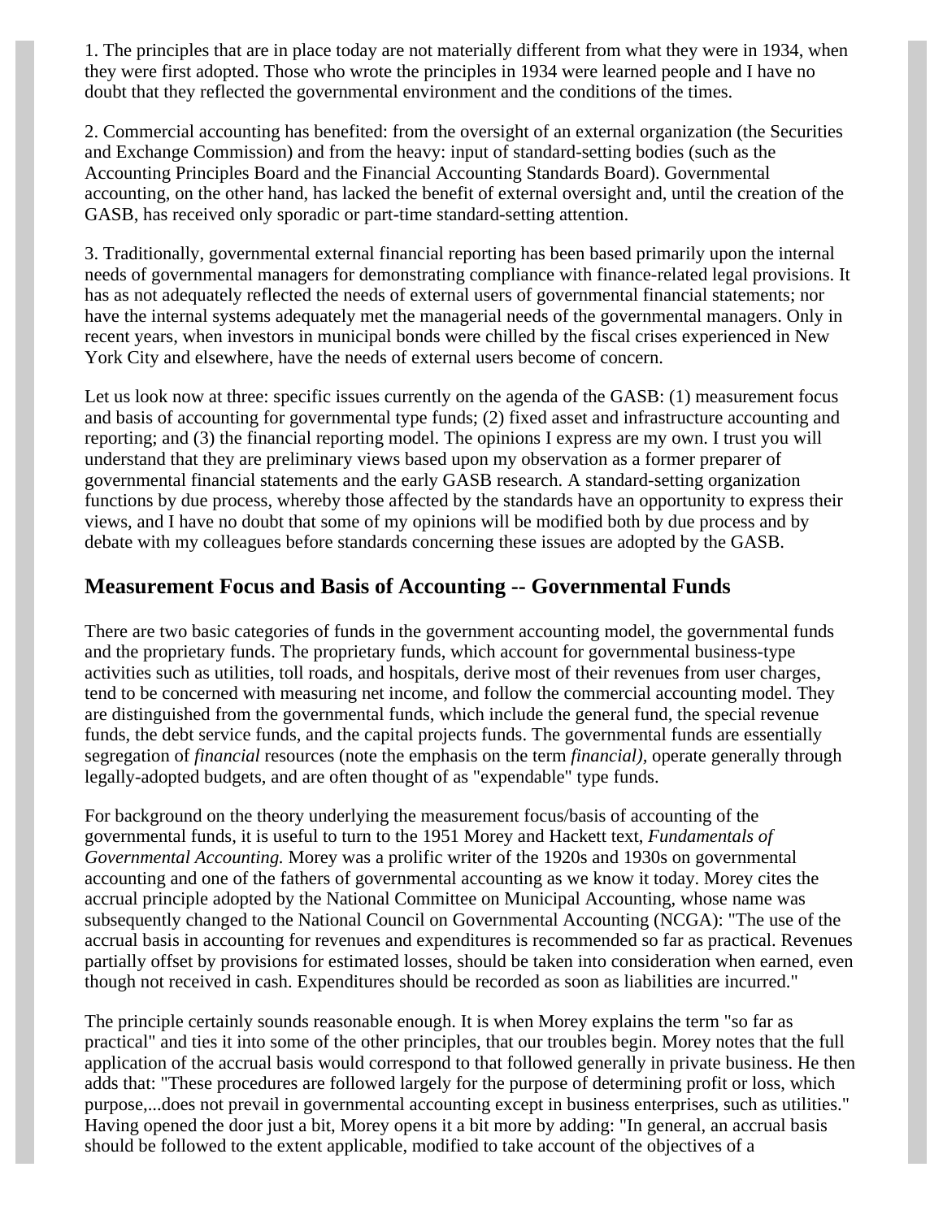1. The principles that are in place today are not materially different from what they were in 1934, when they were first adopted. Those who wrote the principles in 1934 were learned people and I have no doubt that they reflected the governmental environment and the conditions of the times.

2. Commercial accounting has benefited: from the oversight of an external organization (the Securities and Exchange Commission) and from the heavy: input of standard-setting bodies (such as the Accounting Principles Board and the Financial Accounting Standards Board). Governmental accounting, on the other hand, has lacked the benefit of external oversight and, until the creation of the GASB, has received only sporadic or part-time standard-setting attention.

3. Traditionally, governmental external financial reporting has been based primarily upon the internal needs of governmental managers for demonstrating compliance with finance-related legal provisions. It has as not adequately reflected the needs of external users of governmental financial statements; nor have the internal systems adequately met the managerial needs of the governmental managers. Only in recent years, when investors in municipal bonds were chilled by the fiscal crises experienced in New York City and elsewhere, have the needs of external users become of concern.

Let us look now at three: specific issues currently on the agenda of the GASB: (1) measurement focus and basis of accounting for governmental type funds; (2) fixed asset and infrastructure accounting and reporting; and (3) the financial reporting model. The opinions I express are my own. I trust you will understand that they are preliminary views based upon my observation as a former preparer of governmental financial statements and the early GASB research. A standard-setting organization functions by due process, whereby those affected by the standards have an opportunity to express their views, and I have no doubt that some of my opinions will be modified both by due process and by debate with my colleagues before standards concerning these issues are adopted by the GASB.

## Measurement Focus and Basis of Accounting -- Governmental Funds

There are two basic categories of funds in the government accounting model, the governmental funds and the proprietary funds. The proprietary funds, which account for governmental business-type activities such as utilities, toll roads, and hospitals, derive most of their revenues from user charges, tend to be concerned with measuring net income, and follow the commercial accounting model. They are distinguished from the governmental funds, which include the general fund, the special revenue funds, the debt service funds, and the capital projects funds. The governmental funds are essentially segregation of *financial* resources (note the emphasis on the term *financial),* operate generally through legally-adopted budgets, and are often thought of as "expendable" type funds.

For background on the theory underlying the measurement focus/basis of accounting of the governmental funds, it is useful to turn to the 1951 Morey and Hackett text, *Fundamentals of Governmental Accounting.* Morey was a prolific writer of the 1920s and 1930s on governmental accounting and one of the fathers of governmental accounting as we know it today. Morey cites the accrual principle adopted by the National Committee on Municipal Accounting, whose name was subsequently changed to the National Council on Governmental Accounting (NCGA): "The use of the accrual basis in accounting for revenues and expenditures is recommended so far as practical. Revenues partially offset by provisions for estimated losses, should be taken into consideration when earned, even though not received in cash. Expenditures should be recorded as soon as liabilities are incurred."

The principle certainly sounds reasonable enough. It is when Morey explains the term "so far as practical" and ties it into some of the other principles, that our troubles begin. Morey notes that the full application of the accrual basis would correspond to that followed generally in private business. He then adds that: "These procedures are followed largely for the purpose of determining profit or loss, which purpose,...does not prevail in governmental accounting except in business enterprises, such as utilities." Having opened the door just a bit, Morey opens it a bit more by adding: "In general, an accrual basis should be followed to the extent applicable, modified to take account of the objectives of a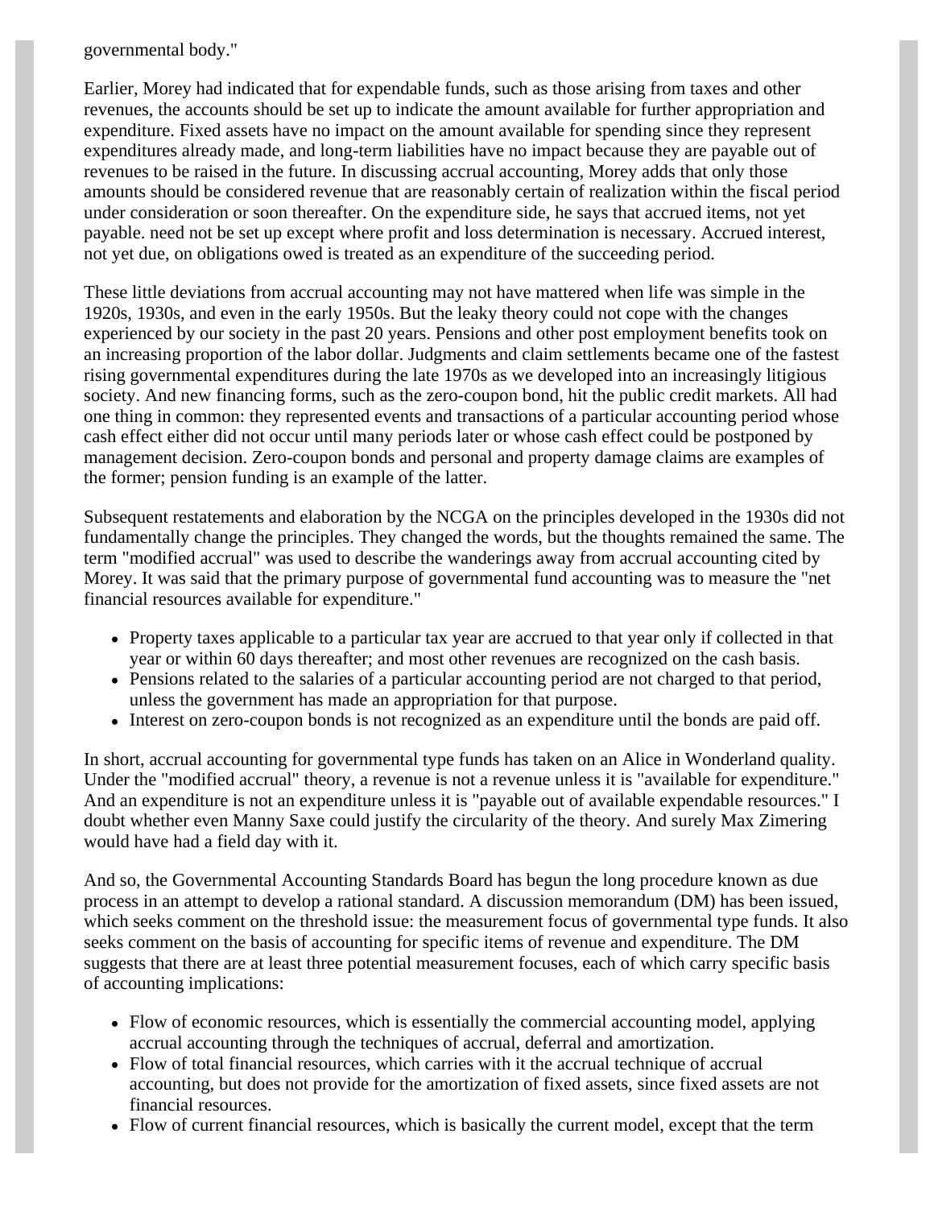governmental body."

Earlier, Morey had indicated that for expendable funds, such as those arising from taxes and other revenues, the accounts should be set up to indicate the amount available for further appropriation and expenditure. Fixed assets have no impact on the amount available for spending since they represent expenditures already made, and long-term liabilities have no impact because they are payable out of revenues to be raised in the future. In discussing accrual accounting, Morey adds that only those amounts should be considered revenue that are reasonably certain of realization within the fiscal period under consideration or soon thereafter. On the expenditure side, he says that accrued items, not yet payable. need not be set up except where profit and loss determination is necessary. Accrued interest, not yet due, on obligations owed is treated as an expenditure of the succeeding period.

These little deviations from accrual accounting may not have mattered when life was simple in the 1920s, 1930s, and even in the early 1950s. But the leaky theory could not cope with the changes experienced by our society in the past 20 years. Pensions and other post employment benefits took on an increasing proportion of the labor dollar. Judgments and claim settlements became one of the fastest rising governmental expenditures during the late 1970s as we developed into an increasingly litigious society. And new financing forms, such as the zero-coupon bond, hit the public credit markets. All had one thing in common: they represented events and transactions of a particular accounting period whose cash effect either did not occur until many periods later or whose cash effect could be postponed by management decision. Zero-coupon bonds and personal and property damage claims are examples of the former; pension funding is an example of the latter.

Subsequent restatements and elaboration by the NCGA on the principles developed in the 1930s did not fundamentally change the principles. They changed the words, but the thoughts remained the same. The term "modified accrual" was used to describe the wanderings away from accrual accounting cited by Morey. It was said that the primary purpose of governmental fund accounting was to measure the "net financial resources available for expenditure."

- Property taxes applicable to a particular tax year are accrued to that year only if collected in that year or within 60 days thereafter; and most other revenues are recognized on the cash basis.
- Pensions related to the salaries of a particular accounting period are not charged to that period, unless the government has made an appropriation for that purpose.
- Interest on zero-coupon bonds is not recognized as an expenditure until the bonds are paid off.

In short, accrual accounting for governmental type funds has taken on an Alice in Wonderland quality. Under the "modified accrual" theory, a revenue is not a revenue unless it is "available for expenditure." And an expenditure is not an expenditure unless it is "payable out of available expendable resources." I doubt whether even Manny Saxe could justify the circularity of the theory. And surely Max Zimering would have had a field day with it.

And so, the Governmental Accounting Standards Board has begun the long procedure known as due process in an attempt to develop a rational standard. A discussion memorandum (DM) has been issued, which seeks comment on the threshold issue: the measurement focus of governmental type funds. It also seeks comment on the basis of accounting for specific items of revenue and expenditure. The DM suggests that there are at least three potential measurement focuses, each of which carry specific basis of accounting implications:

- Flow of economic resources, which is essentially the commercial accounting model, applying accrual accounting through the techniques of accrual, deferral and amortization.
- Flow of total financial resources, which carries with it the accrual technique of accrual accounting, but does not provide for the amortization of fixed assets, since fixed assets are not financial resources.
- Flow of current financial resources, which is basically the current model, except that the term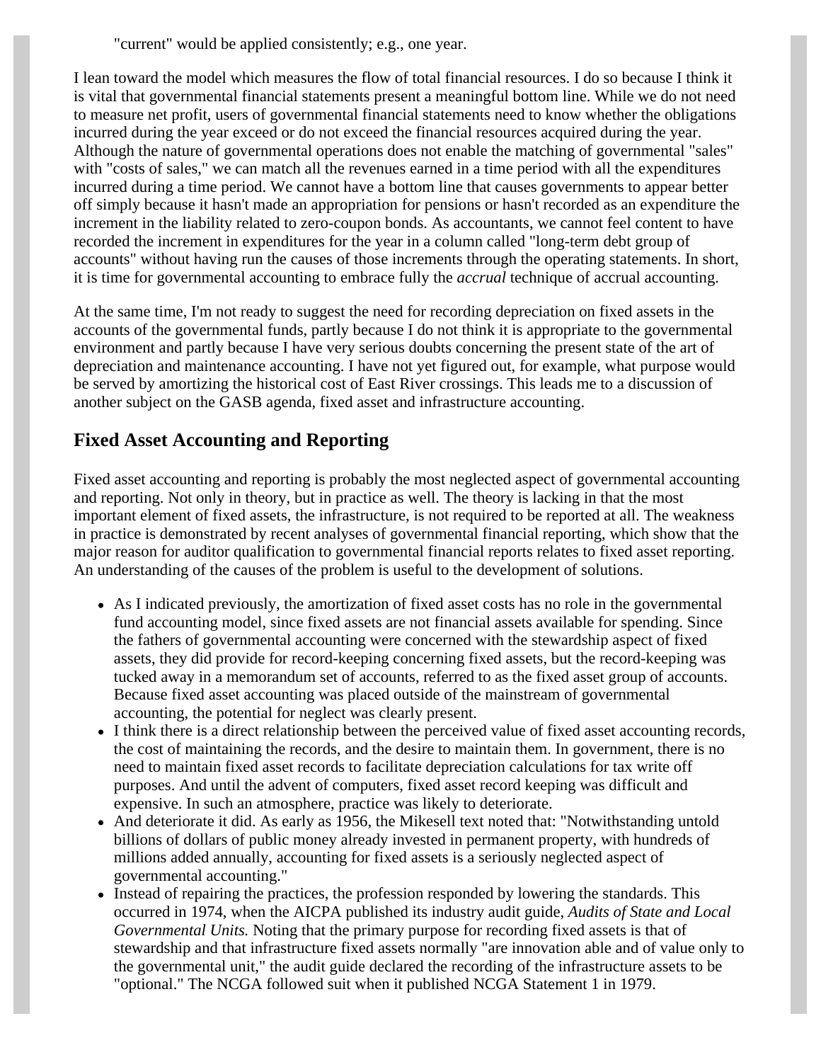"current" would be applied consistently; e.g., one year.

I lean toward the model which measures the flow of total financial resources. I do so because I think it is vital that governmental financial statements present a meaningful bottom line. While we do not need to measure net profit, users of governmental financial statements need to know whether the obligations incurred during the year exceed or do not exceed the financial resources acquired during the year. Although the nature of governmental operations does not enable the matching of governmental "sales" with "costs of sales," we can match all the revenues earned in a time period with all the expenditures incurred during a time period. We cannot have a bottom line that causes governments to appear better off simply because it hasn't made an appropriation for pensions or hasn't recorded as an expenditure the increment in the liability related to zero-coupon bonds. As accountants, we cannot feel content to have recorded the increment in expenditures for the year in a column called "long-term debt group of accounts" without having run the causes of those increments through the operating statements. In short, it is time for governmental accounting to embrace fully the *accrual* technique of accrual accounting.

At the same time, I'm not ready to suggest the need for recording depreciation on fixed assets in the accounts of the governmental funds, partly because I do not think it is appropriate to the governmental environment and partly because I have very serious doubts concerning the present state of the art of depreciation and maintenance accounting. I have not yet figured out, for example, what purpose would be served by amortizing the historical cost of East River crossings. This leads me to a discussion of another subject on the GASB agenda, fixed asset and infrastructure accounting.

## Fixed Asset Accounting and Reporting

Fixed asset accounting and reporting is probably the most neglected aspect of governmental accounting and reporting. Not only in theory, but in practice as well. The theory is lacking in that the most important element of fixed assets, the infrastructure, is not required to be reported at all. The weakness in practice is demonstrated by recent analyses of governmental financial reporting, which show that the major reason for auditor qualification to governmental financial reports relates to fixed asset reporting. An understanding of the causes of the problem is useful to the development of solutions.

- As I indicated previously, the amortization of fixed asset costs has no role in the governmental fund accounting model, since fixed assets are not financial assets available for spending. Since the fathers of governmental accounting were concerned with the stewardship aspect of fixed assets, they did provide for record-keeping concerning fixed assets, but the record-keeping was tucked away in a memorandum set of accounts, referred to as the fixed asset group of accounts. Because fixed asset accounting was placed outside of the mainstream of governmental accounting, the potential for neglect was clearly present.
- I think there is a direct relationship between the perceived value of fixed asset accounting records, the cost of maintaining the records, and the desire to maintain them. In government, there is no need to maintain fixed asset records to facilitate depreciation calculations for tax write off purposes. And until the advent of computers, fixed asset record keeping was difficult and expensive. In such an atmosphere, practice was likely to deteriorate.
- And deteriorate it did. As early as 1956, the Mikesell text noted that: "Notwithstanding untold billions of dollars of public money already invested in permanent property, with hundreds of millions added annually, accounting for fixed assets is a seriously neglected aspect of governmental accounting."
- Instead of repairing the practices, the profession responded by lowering the standards. This occurred in 1974, when the AICPA published its industry audit guide, *Audits of State and Local Governmental Units.* Noting that the primary purpose for recording fixed assets is that of stewardship and that infrastructure fixed assets normally "are innovation able and of value only to the governmental unit," the audit guide declared the recording of the infrastructure assets to be "optional." The NCGA followed suit when it published NCGA Statement 1 in 1979.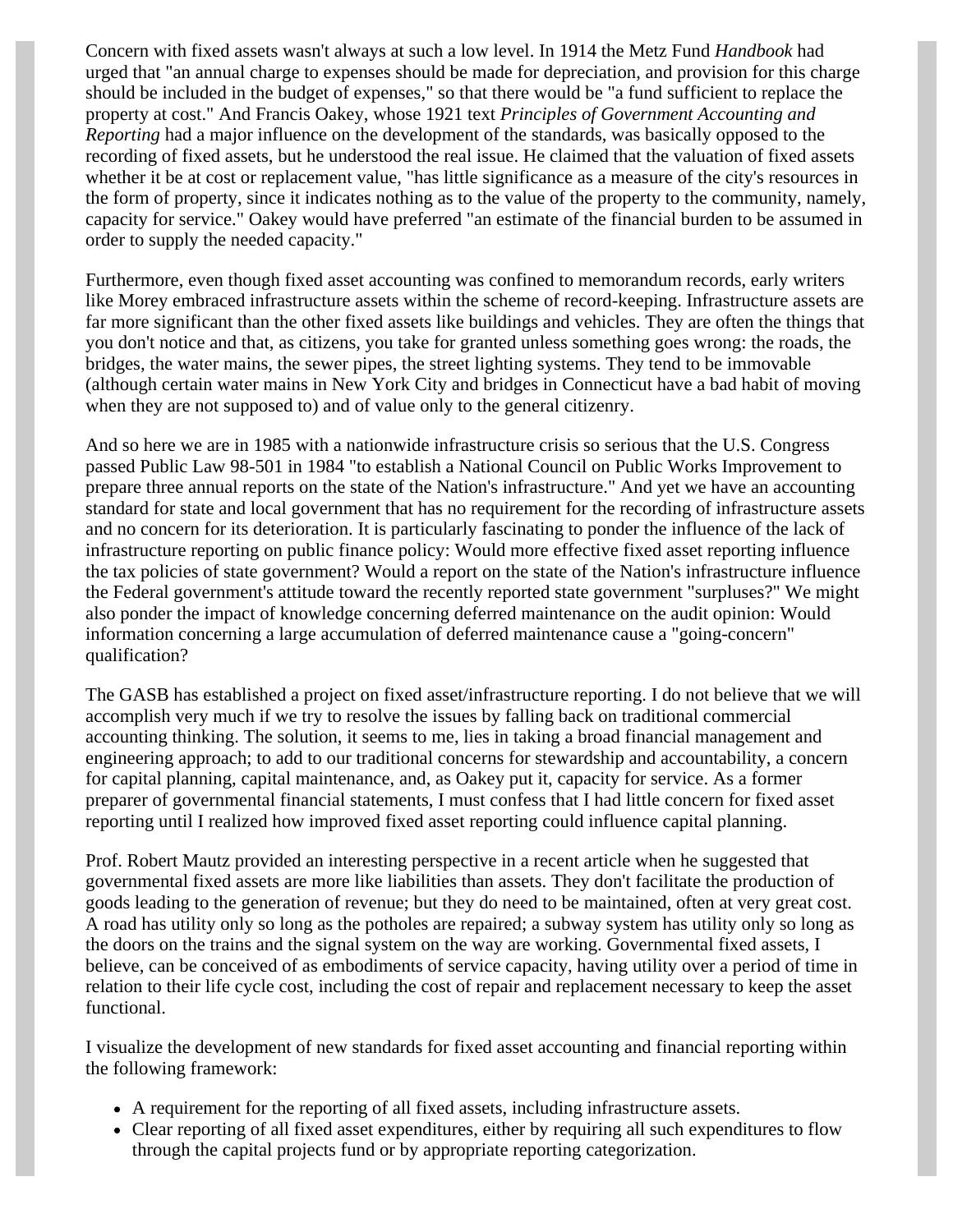Concern with fixed assets wasn't always at such a low level. In 1914 the Metz Fund *Handbook* had urged that "an annual charge to expenses should be made for depreciation, and provision for this charge should be included in the budget of expenses," so that there would be "a fund sufficient to replace the property at cost." And Francis Oakey, whose 1921 text *Principles of Government Accounting and Reporting* had a major influence on the development of the standards, was basically opposed to the recording of fixed assets, but he understood the real issue. He claimed that the valuation of fixed assets whether it be at cost or replacement value, "has little significance as a measure of the city's resources in the form of property, since it indicates nothing as to the value of the property to the community, namely, capacity for service." Oakey would have preferred "an estimate of the financial burden to be assumed in order to supply the needed capacity."

Furthermore, even though fixed asset accounting was confined to memorandum records, early writers like Morey embraced infrastructure assets within the scheme of record-keeping. Infrastructure assets are far more significant than the other fixed assets like buildings and vehicles. They are often the things that you don't notice and that, as citizens, you take for granted unless something goes wrong: the roads, the bridges, the water mains, the sewer pipes, the street lighting systems. They tend to be immovable (although certain water mains in New York City and bridges in Connecticut have a bad habit of moving when they are not supposed to) and of value only to the general citizenry.

And so here we are in 1985 with a nationwide infrastructure crisis so serious that the U.S. Congress passed Public Law 98-501 in 1984 "to establish a National Council on Public Works Improvement to prepare three annual reports on the state of the Nation's infrastructure." And yet we have an accounting standard for state and local government that has no requirement for the recording of infrastructure assets and no concern for its deterioration. It is particularly fascinating to ponder the influence of the lack of infrastructure reporting on public finance policy: Would more effective fixed asset reporting influence the tax policies of state government? Would a report on the state of the Nation's infrastructure influence the Federal government's attitude toward the recently reported state government "surpluses?" We might also ponder the impact of knowledge concerning deferred maintenance on the audit opinion: Would information concerning a large accumulation of deferred maintenance cause a "going-concern" qualification?

The GASB has established a project on fixed asset/infrastructure reporting. I do not believe that we will accomplish very much if we try to resolve the issues by falling back on traditional commercial accounting thinking. The solution, it seems to me, lies in taking a broad financial management and engineering approach; to add to our traditional concerns for stewardship and accountability, a concern for capital planning, capital maintenance, and, as Oakey put it, capacity for service. As a former preparer of governmental financial statements, I must confess that I had little concern for fixed asset reporting until I realized how improved fixed asset reporting could influence capital planning.

Prof. Robert Mautz provided an interesting perspective in a recent article when he suggested that governmental fixed assets are more like liabilities than assets. They don't facilitate the production of goods leading to the generation of revenue; but they do need to be maintained, often at very great cost. A road has utility only so long as the potholes are repaired; a subway system has utility only so long as the doors on the trains and the signal system on the way are working. Governmental fixed assets, I believe, can be conceived of as embodiments of service capacity, having utility over a period of time in relation to their life cycle cost, including the cost of repair and replacement necessary to keep the asset functional.

I visualize the development of new standards for fixed asset accounting and financial reporting within the following framework:

- A requirement for the reporting of all fixed assets, including infrastructure assets.
- Clear reporting of all fixed asset expenditures, either by requiring all such expenditures to flow through the capital projects fund or by appropriate reporting categorization.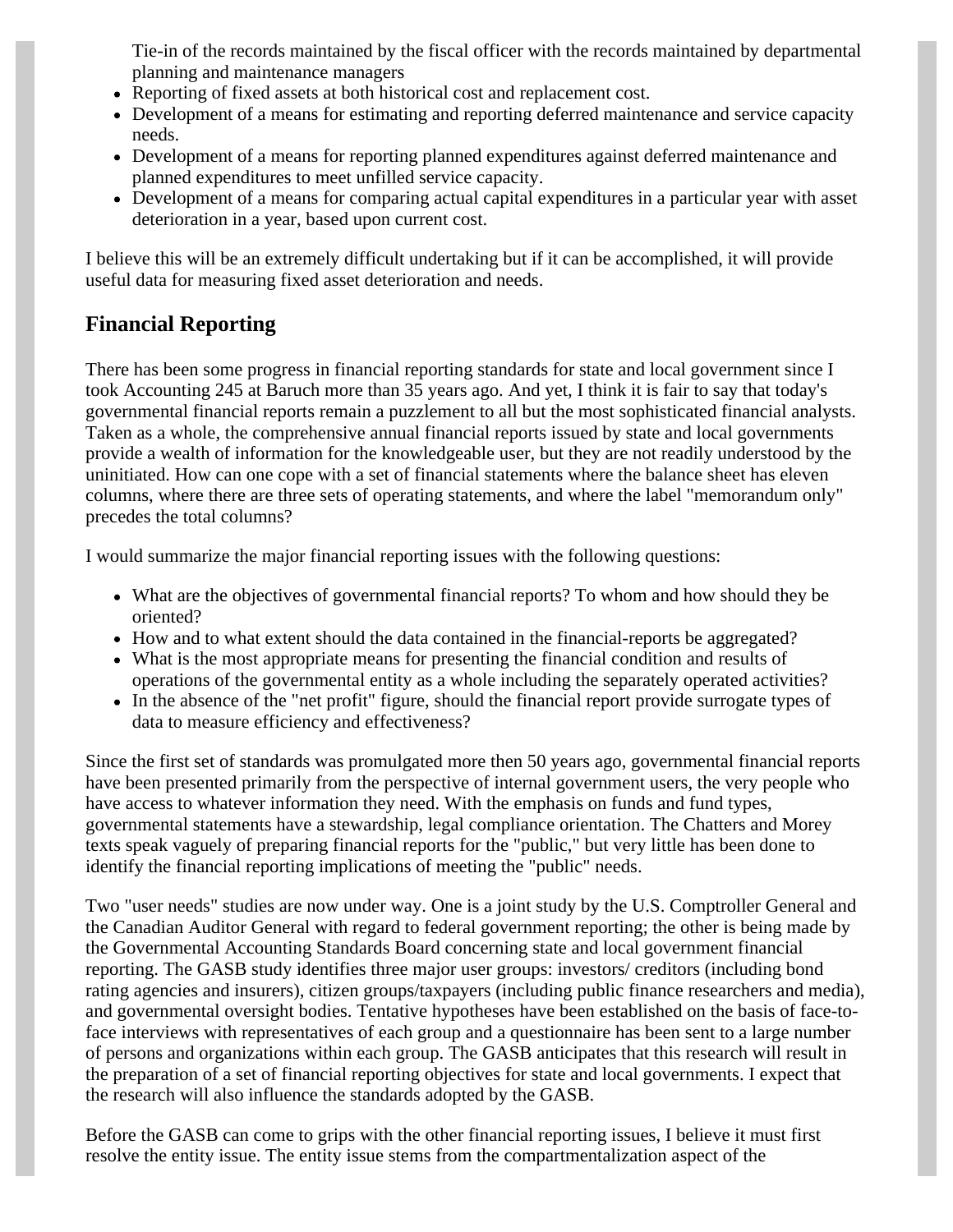Tie-in of the records maintained by the fiscal officer with the records maintained by departmental planning and maintenance managers

- Reporting of fixed assets at both historical cost and replacement cost.
- Development of a means for estimating and reporting deferred maintenance and service capacity needs.
- Development of a means for reporting planned expenditures against deferred maintenance and planned expenditures to meet unfilled service capacity.
- Development of a means for comparing actual capital expenditures in a particular year with asset deterioration in a year, based upon current cost.

I believe this will be an extremely difficult undertaking but if it can be accomplished, it will provide useful data for measuring fixed asset deterioration and needs.

## Financial Reporting

There has been some progress in financial reporting standards for state and local government since I took Accounting 245 at Baruch more than 35 years ago. And yet, I think it is fair to say that today's governmental financial reports remain a puzzlement to all but the most sophisticated financial analysts. Taken as a whole, the comprehensive annual financial reports issued by state and local governments provide a wealth of information for the knowledgeable user, but they are not readily understood by the uninitiated. How can one cope with a set of financial statements where the balance sheet has eleven columns, where there are three sets of operating statements, and where the label "memorandum only" precedes the total columns?

I would summarize the major financial reporting issues with the following questions:

- What are the objectives of governmental financial reports? To whom and how should they be oriented?
- How and to what extent should the data contained in the financial-reports be aggregated?
- What is the most appropriate means for presenting the financial condition and results of operations of the governmental entity as a whole including the separately operated activities?
- In the absence of the "net profit" figure, should the financial report provide surrogate types of data to measure efficiency and effectiveness?

Since the first set of standards was promulgated more then 50 years ago, governmental financial reports have been presented primarily from the perspective of internal government users, the very people who have access to whatever information they need. With the emphasis on funds and fund types, governmental statements have a stewardship, legal compliance orientation. The Chatters and Morey texts speak vaguely of preparing financial reports for the "public," but very little has been done to identify the financial reporting implications of meeting the "public" needs.

Two "user needs" studies are now under way. One is a joint study by the U.S. Comptroller General and the Canadian Auditor General with regard to federal government reporting; the other is being made by the Governmental Accounting Standards Board concerning state and local government financial reporting. The GASB study identifies three major user groups: investors/ creditors (including bond rating agencies and insurers), citizen groups/taxpayers (including public finance researchers and media), and governmental oversight bodies. Tentative hypotheses have been established on the basis of face-to-face interviews with representatives of each group and a questionnaire has been sent to a large number of persons and organizations within each group. The GASB anticipates that this research will result in the preparation of a set of financial reporting objectives for state and local governments. I expect that the research will also influence the standards adopted by the GASB.

Before the GASB can come to grips with the other financial reporting issues, I believe it must first resolve the entity issue. The entity issue stems from the compartmentalization aspect of the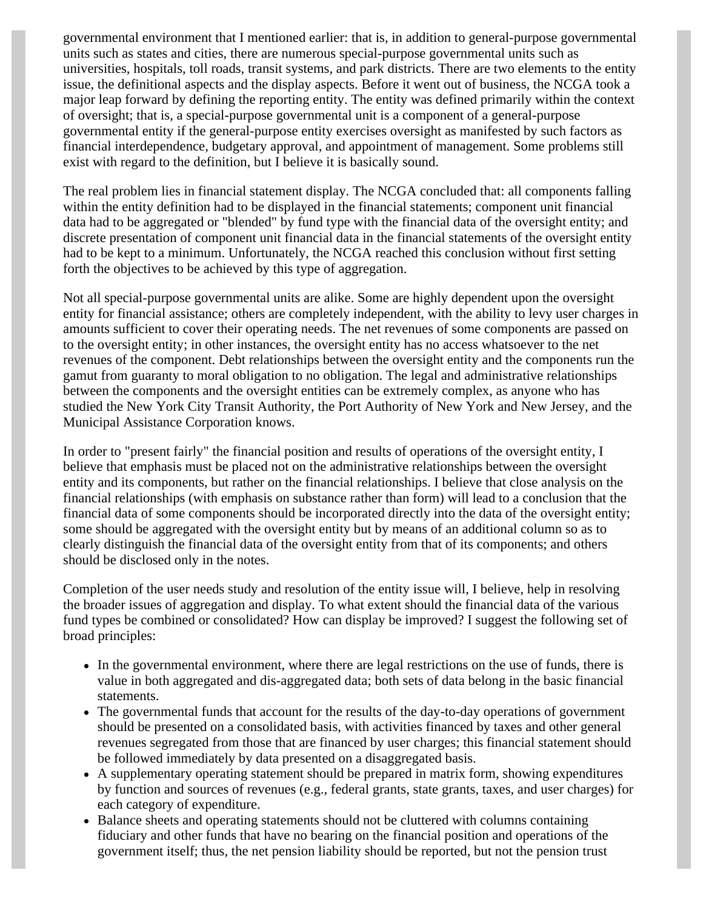governmental environment that I mentioned earlier: that is, in addition to general-purpose governmental units such as states and cities, there are numerous special-purpose governmental units such as universities, hospitals, toll roads, transit systems, and park districts. There are two elements to the entity issue, the definitional aspects and the display aspects. Before it went out of business, the NCGA took a major leap forward by defining the reporting entity. The entity was defined primarily within the context of oversight; that is, a special-purpose governmental unit is a component of a general-purpose governmental entity if the general-purpose entity exercises oversight as manifested by such factors as financial interdependence, budgetary approval, and appointment of management. Some problems still exist with regard to the definition, but I believe it is basically sound.

The real problem lies in financial statement display. The NCGA concluded that: all components falling within the entity definition had to be displayed in the financial statements; component unit financial data had to be aggregated or "blended" by fund type with the financial data of the oversight entity; and discrete presentation of component unit financial data in the financial statements of the oversight entity had to be kept to a minimum. Unfortunately, the NCGA reached this conclusion without first setting forth the objectives to be achieved by this type of aggregation.

Not all special-purpose governmental units are alike. Some are highly dependent upon the oversight entity for financial assistance; others are completely independent, with the ability to levy user charges in amounts sufficient to cover their operating needs. The net revenues of some components are passed on to the oversight entity; in other instances, the oversight entity has no access whatsoever to the net revenues of the component. Debt relationships between the oversight entity and the components run the gamut from guaranty to moral obligation to no obligation. The legal and administrative relationships between the components and the oversight entities can be extremely complex, as anyone who has studied the New York City Transit Authority, the Port Authority of New York and New Jersey, and the Municipal Assistance Corporation knows.

In order to "present fairly" the financial position and results of operations of the oversight entity, I believe that emphasis must be placed not on the administrative relationships between the oversight entity and its components, but rather on the financial relationships. I believe that close analysis on the financial relationships (with emphasis on substance rather than form) will lead to a conclusion that the financial data of some components should be incorporated directly into the data of the oversight entity; some should be aggregated with the oversight entity but by means of an additional column so as to clearly distinguish the financial data of the oversight entity from that of its components; and others should be disclosed only in the notes.

Completion of the user needs study and resolution of the entity issue will, I believe, help in resolving the broader issues of aggregation and display. To what extent should the financial data of the various fund types be combined or consolidated? How can display be improved? I suggest the following set of broad principles:

- In the governmental environment, where there are legal restrictions on the use of funds, there is value in both aggregated and dis-aggregated data; both sets of data belong in the basic financial statements.
- The governmental funds that account for the results of the day-to-day operations of government should be presented on a consolidated basis, with activities financed by taxes and other general revenues segregated from those that are financed by user charges; this financial statement should be followed immediately by data presented on a disaggregated basis.
- A supplementary operating statement should be prepared in matrix form, showing expenditures by function and sources of revenues (e.g., federal grants, state grants, taxes, and user charges) for each category of expenditure.
- Balance sheets and operating statements should not be cluttered with columns containing fiduciary and other funds that have no bearing on the financial position and operations of the government itself; thus, the net pension liability should be reported, but not the pension trust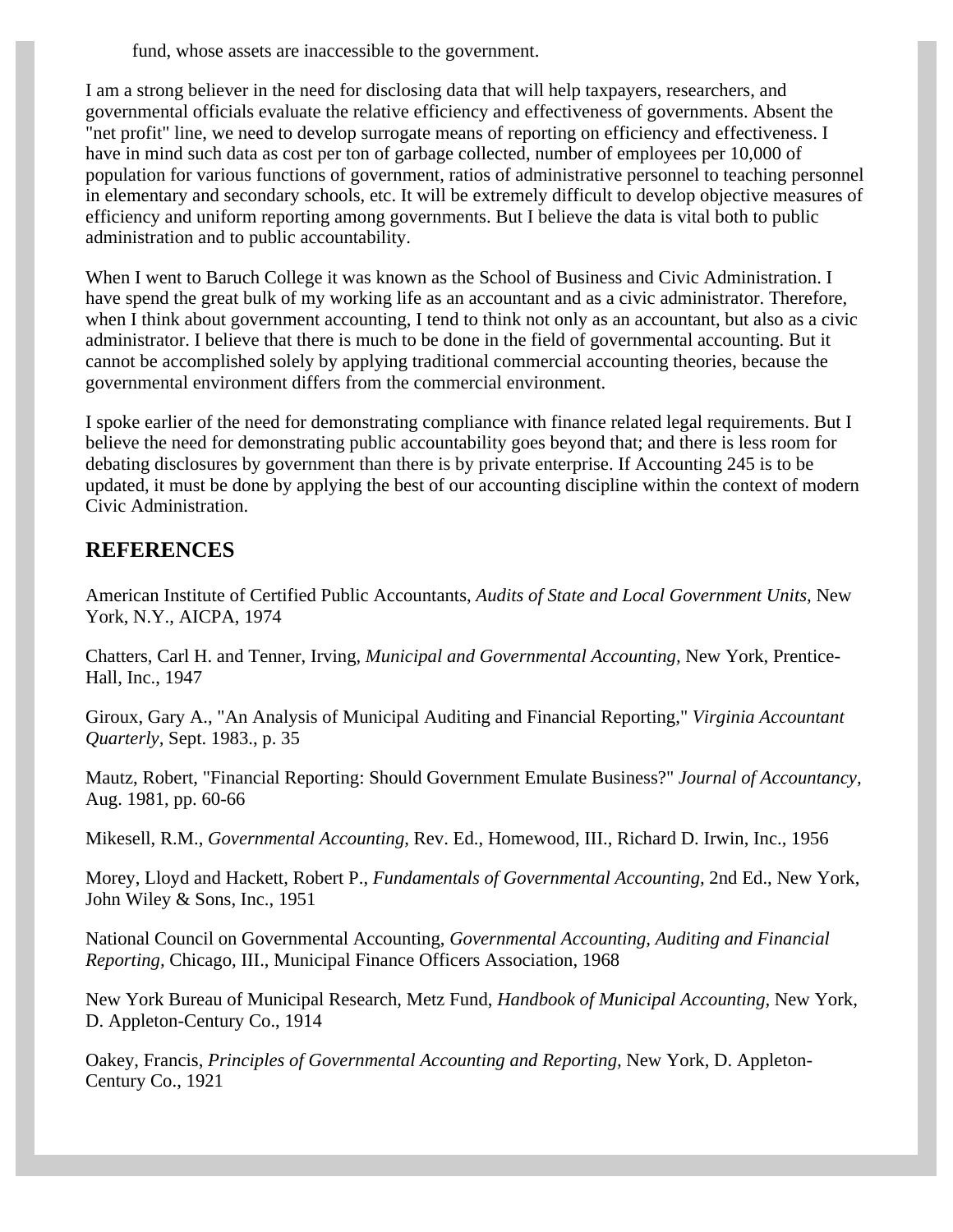fund, whose assets are inaccessible to the government.

I am a strong believer in the need for disclosing data that will help taxpayers, researchers, and governmental officials evaluate the relative efficiency and effectiveness of governments. Absent the "net profit" line, we need to develop surrogate means of reporting on efficiency and effectiveness. I have in mind such data as cost per ton of garbage collected, number of employees per 10,000 of population for various functions of government, ratios of administrative personnel to teaching personnel in elementary and secondary schools, etc. It will be extremely difficult to develop objective measures of efficiency and uniform reporting among governments. But I believe the data is vital both to public administration and to public accountability.

When I went to Baruch College it was known as the School of Business and Civic Administration. I have spend the great bulk of my working life as an accountant and as a civic administrator. Therefore, when I think about government accounting, I tend to think not only as an accountant, but also as a civic administrator. I believe that there is much to be done in the field of governmental accounting. But it cannot be accomplished solely by applying traditional commercial accounting theories, because the governmental environment differs from the commercial environment.

I spoke earlier of the need for demonstrating compliance with finance related legal requirements. But I believe the need for demonstrating public accountability goes beyond that; and there is less room for debating disclosures by government than there is by private enterprise. If Accounting 245 is to be updated, it must be done by applying the best of our accounting discipline within the context of modern Civic Administration.

## REFERENCES

American Institute of Certified Public Accountants, *Audits of State and Local Government Units,* New York, N.Y., AICPA, 1974

Chatters, Carl H. and Tenner, Irving, *Municipal and Governmental Accounting,* New York, Prentice-Hall, Inc., 1947

Giroux, Gary A., "An Analysis of Municipal Auditing and Financial Reporting," *Virginia Accountant Quarterly,* Sept. 1983., p. 35

Mautz, Robert, "Financial Reporting: Should Government Emulate Business?" *Journal of Accountancy,* Aug. 1981, pp. 60-66

Mikesell, R.M., *Governmental Accounting,* Rev. Ed., Homewood, III., Richard D. Irwin, Inc., 1956

Morey, Lloyd and Hackett, Robert P., *Fundamentals of Governmental Accounting,* 2nd Ed., New York, John Wiley & Sons, Inc., 1951

National Council on Governmental Accounting, *Governmental Accounting, Auditing and Financial Reporting,* Chicago, III., Municipal Finance Officers Association, 1968

New York Bureau of Municipal Research, Metz Fund, *Handbook of Municipal Accounting,* New York, D. Appleton-Century Co., 1914

Oakey, Francis, *Principles of Governmental Accounting and Reporting,* New York, D. Appleton-Century Co., 1921